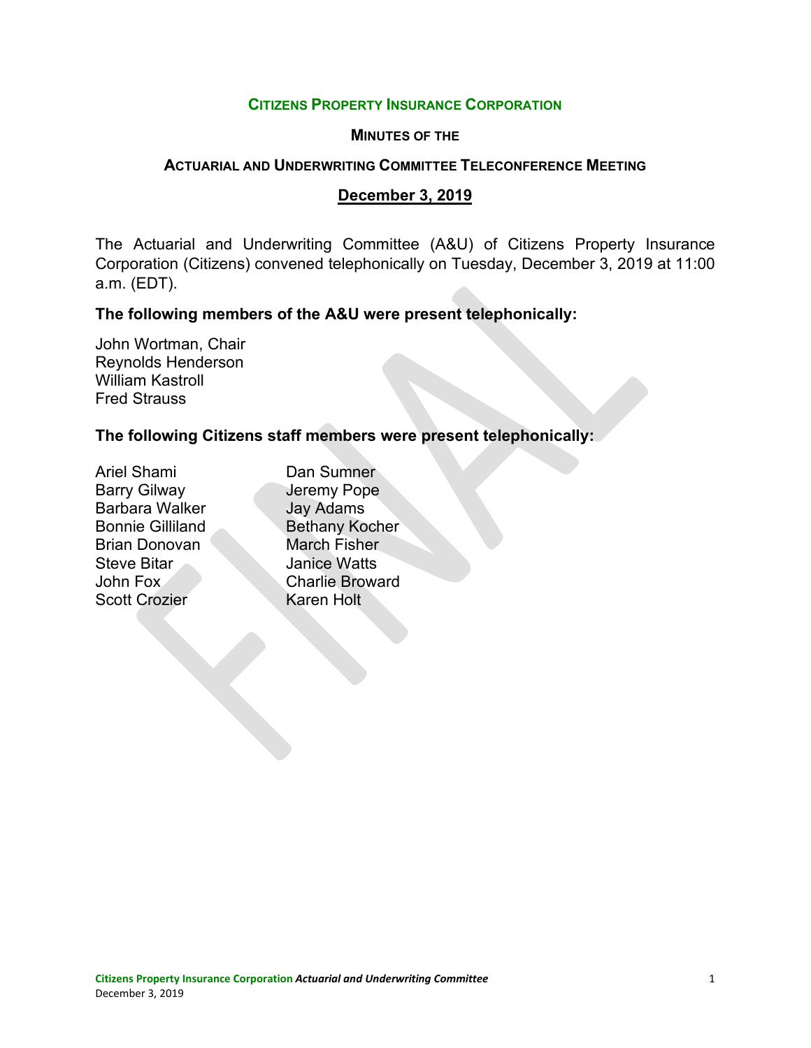**CITIZENS PROPERTY INSURANCE CORPORATION**

**MINUTES OF THE**

**ACTUARIAL AND UNDERWRITING COMMITTEE TELECONFERENCE MEETING**

**December 3, 2019**

The Actuarial and Underwriting Committee (A&U) of Citizens Property Insurance Corporation (Citizens) convened telephonically on Tuesday, December 3, 2019 at 11:00 a.m. (EDT).

**The following members of the A&U were present telephonically:**

John Wortman, Chair
Reynolds Henderson
William Kastroll
Fred Strauss

**The following Citizens staff members were present telephonically:**

Ariel Shami
Barry Gilway
Barbara Walker
Bonnie Gilliland
Brian Donovan
Steve Bitar
John Fox
Scott Crozier
Dan Sumner
Jeremy Pope
Jay Adams
Bethany Kocher
March Fisher
Janice Watts
Charlie Broward
Karen Holt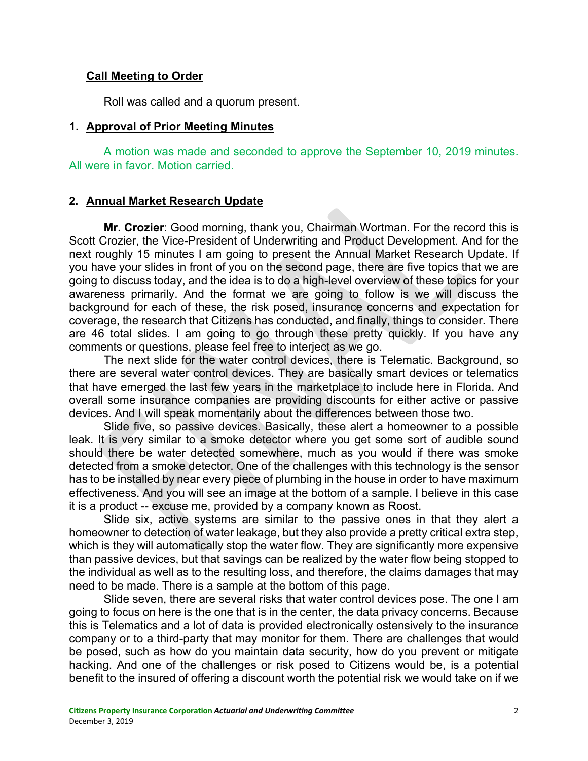## Call Meeting to Order

Roll was called and a quorum present.

## 1. Approval of Prior Meeting Minutes

A motion was made and seconded to approve the September 10, 2019 minutes. All were in favor. Motion carried.

## 2. Annual Market Research Update

**Mr. Crozier**: Good morning, thank you, Chairman Wortman. For the record this is Scott Crozier, the Vice-President of Underwriting and Product Development. And for the next roughly 15 minutes I am going to present the Annual Market Research Update. If you have your slides in front of you on the second page, there are five topics that we are going to discuss today, and the idea is to do a high-level overview of these topics for your awareness primarily. And the format we are going to follow is we will discuss the background for each of these, the risk posed, insurance concerns and expectation for coverage, the research that Citizens has conducted, and finally, things to consider. There are 46 total slides. I am going to go through these pretty quickly. If you have any comments or questions, please feel free to interject as we go.

The next slide for the water control devices, there is Telematic. Background, so there are several water control devices. They are basically smart devices or telematics that have emerged the last few years in the marketplace to include here in Florida. And overall some insurance companies are providing discounts for either active or passive devices. And I will speak momentarily about the differences between those two.

Slide five, so passive devices. Basically, these alert a homeowner to a possible leak. It is very similar to a smoke detector where you get some sort of audible sound should there be water detected somewhere, much as you would if there was smoke detected from a smoke detector. One of the challenges with this technology is the sensor has to be installed by near every piece of plumbing in the house in order to have maximum effectiveness. And you will see an image at the bottom of a sample. I believe in this case it is a product -- excuse me, provided by a company known as Roost.

Slide six, active systems are similar to the passive ones in that they alert a homeowner to detection of water leakage, but they also provide a pretty critical extra step, which is they will automatically stop the water flow. They are significantly more expensive than passive devices, but that savings can be realized by the water flow being stopped to the individual as well as to the resulting loss, and therefore, the claims damages that may need to be made. There is a sample at the bottom of this page.

Slide seven, there are several risks that water control devices pose. The one I am going to focus on here is the one that is in the center, the data privacy concerns. Because this is Telematics and a lot of data is provided electronically ostensively to the insurance company or to a third-party that may monitor for them. There are challenges that would be posed, such as how do you maintain data security, how do you prevent or mitigate hacking. And one of the challenges or risk posed to Citizens would be, is a potential benefit to the insured of offering a discount worth the potential risk we would take on if we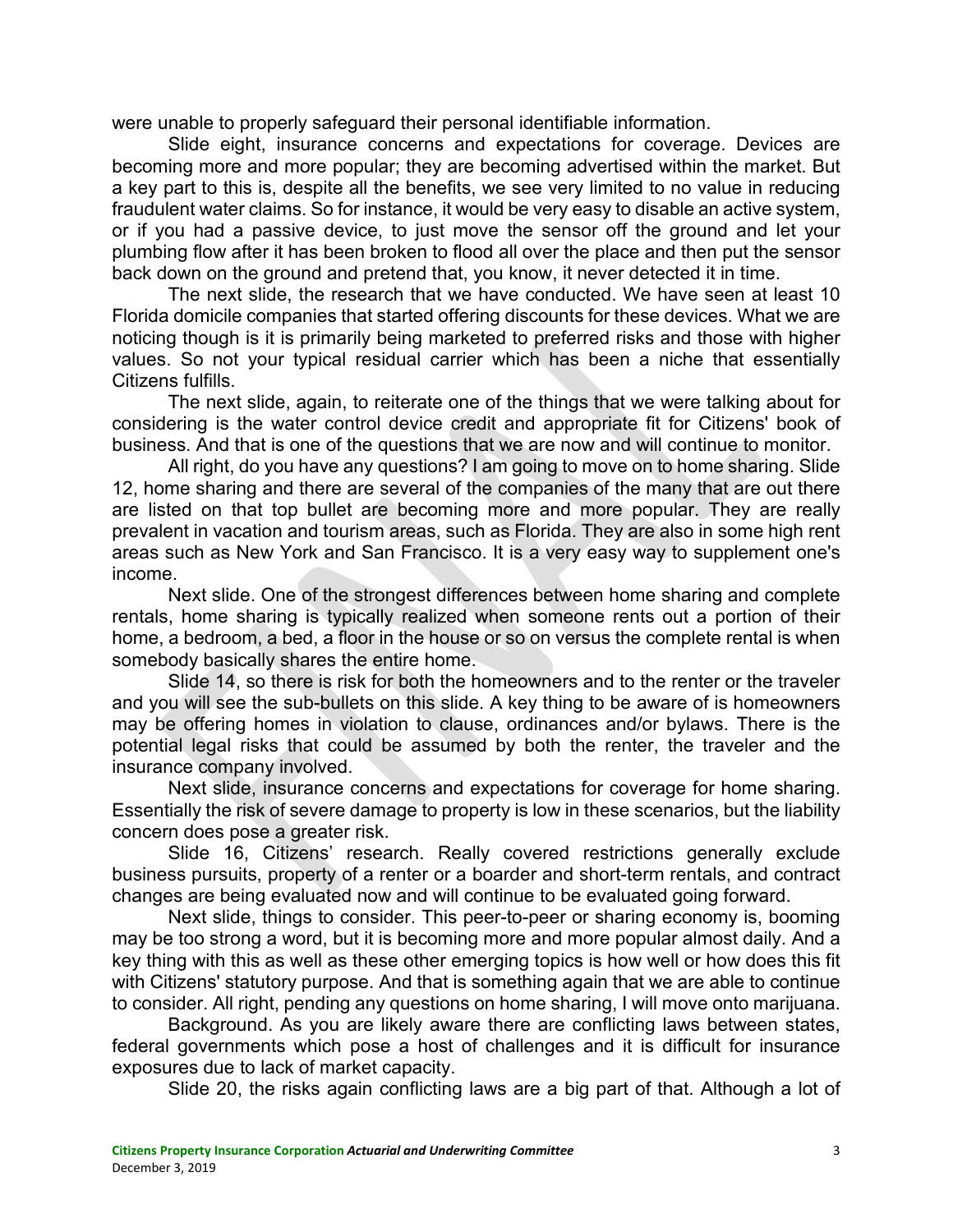were unable to properly safeguard their personal identifiable information.

Slide eight, insurance concerns and expectations for coverage. Devices are becoming more and more popular; they are becoming advertised within the market. But a key part to this is, despite all the benefits, we see very limited to no value in reducing fraudulent water claims. So for instance, it would be very easy to disable an active system, or if you had a passive device, to just move the sensor off the ground and let your plumbing flow after it has been broken to flood all over the place and then put the sensor back down on the ground and pretend that, you know, it never detected it in time.

The next slide, the research that we have conducted. We have seen at least 10 Florida domicile companies that started offering discounts for these devices. What we are noticing though is it is primarily being marketed to preferred risks and those with higher values. So not your typical residual carrier which has been a niche that essentially Citizens fulfills.

The next slide, again, to reiterate one of the things that we were talking about for considering is the water control device credit and appropriate fit for Citizens' book of business. And that is one of the questions that we are now and will continue to monitor.

All right, do you have any questions? I am going to move on to home sharing. Slide 12, home sharing and there are several of the companies of the many that are out there are listed on that top bullet are becoming more and more popular. They are really prevalent in vacation and tourism areas, such as Florida. They are also in some high rent areas such as New York and San Francisco. It is a very easy way to supplement one's income.

Next slide. One of the strongest differences between home sharing and complete rentals, home sharing is typically realized when someone rents out a portion of their home, a bedroom, a bed, a floor in the house or so on versus the complete rental is when somebody basically shares the entire home.

Slide 14, so there is risk for both the homeowners and to the renter or the traveler and you will see the sub-bullets on this slide. A key thing to be aware of is homeowners may be offering homes in violation to clause, ordinances and/or bylaws. There is the potential legal risks that could be assumed by both the renter, the traveler and the insurance company involved.

Next slide, insurance concerns and expectations for coverage for home sharing. Essentially the risk of severe damage to property is low in these scenarios, but the liability concern does pose a greater risk.

Slide 16, Citizens' research. Really covered restrictions generally exclude business pursuits, property of a renter or a boarder and short-term rentals, and contract changes are being evaluated now and will continue to be evaluated going forward.

Next slide, things to consider. This peer-to-peer or sharing economy is, booming may be too strong a word, but it is becoming more and more popular almost daily. And a key thing with this as well as these other emerging topics is how well or how does this fit with Citizens' statutory purpose. And that is something again that we are able to continue to consider. All right, pending any questions on home sharing, I will move onto marijuana.

Background. As you are likely aware there are conflicting laws between states, federal governments which pose a host of challenges and it is difficult for insurance exposures due to lack of market capacity.

Slide 20, the risks again conflicting laws are a big part of that. Although a lot of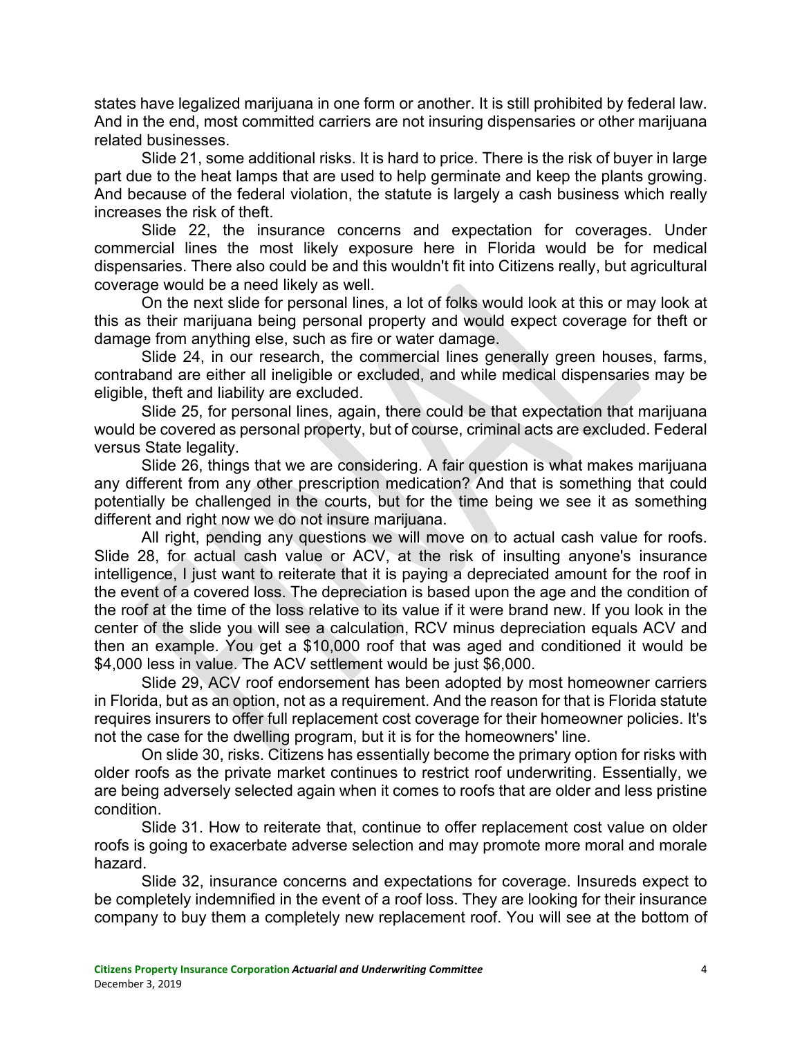states have legalized marijuana in one form or another. It is still prohibited by federal law. And in the end, most committed carriers are not insuring dispensaries or other marijuana related businesses.

Slide 21, some additional risks. It is hard to price. There is the risk of buyer in large part due to the heat lamps that are used to help germinate and keep the plants growing. And because of the federal violation, the statute is largely a cash business which really increases the risk of theft.

Slide 22, the insurance concerns and expectation for coverages. Under commercial lines the most likely exposure here in Florida would be for medical dispensaries. There also could be and this wouldn't fit into Citizens really, but agricultural coverage would be a need likely as well.

On the next slide for personal lines, a lot of folks would look at this or may look at this as their marijuana being personal property and would expect coverage for theft or damage from anything else, such as fire or water damage.

Slide 24, in our research, the commercial lines generally green houses, farms, contraband are either all ineligible or excluded, and while medical dispensaries may be eligible, theft and liability are excluded.

Slide 25, for personal lines, again, there could be that expectation that marijuana would be covered as personal property, but of course, criminal acts are excluded. Federal versus State legality.

Slide 26, things that we are considering. A fair question is what makes marijuana any different from any other prescription medication? And that is something that could potentially be challenged in the courts, but for the time being we see it as something different and right now we do not insure marijuana.

All right, pending any questions we will move on to actual cash value for roofs. Slide 28, for actual cash value or ACV, at the risk of insulting anyone's insurance intelligence, I just want to reiterate that it is paying a depreciated amount for the roof in the event of a covered loss. The depreciation is based upon the age and the condition of the roof at the time of the loss relative to its value if it were brand new. If you look in the center of the slide you will see a calculation, RCV minus depreciation equals ACV and then an example. You get a $10,000 roof that was aged and conditioned it would be $4,000 less in value. The ACV settlement would be just $6,000.

Slide 29, ACV roof endorsement has been adopted by most homeowner carriers in Florida, but as an option, not as a requirement. And the reason for that is Florida statute requires insurers to offer full replacement cost coverage for their homeowner policies. It's not the case for the dwelling program, but it is for the homeowners' line.

On slide 30, risks. Citizens has essentially become the primary option for risks with older roofs as the private market continues to restrict roof underwriting. Essentially, we are being adversely selected again when it comes to roofs that are older and less pristine condition.

Slide 31. How to reiterate that, continue to offer replacement cost value on older roofs is going to exacerbate adverse selection and may promote more moral and morale hazard.

Slide 32, insurance concerns and expectations for coverage. Insureds expect to be completely indemnified in the event of a roof loss. They are looking for their insurance company to buy them a completely new replacement roof. You will see at the bottom of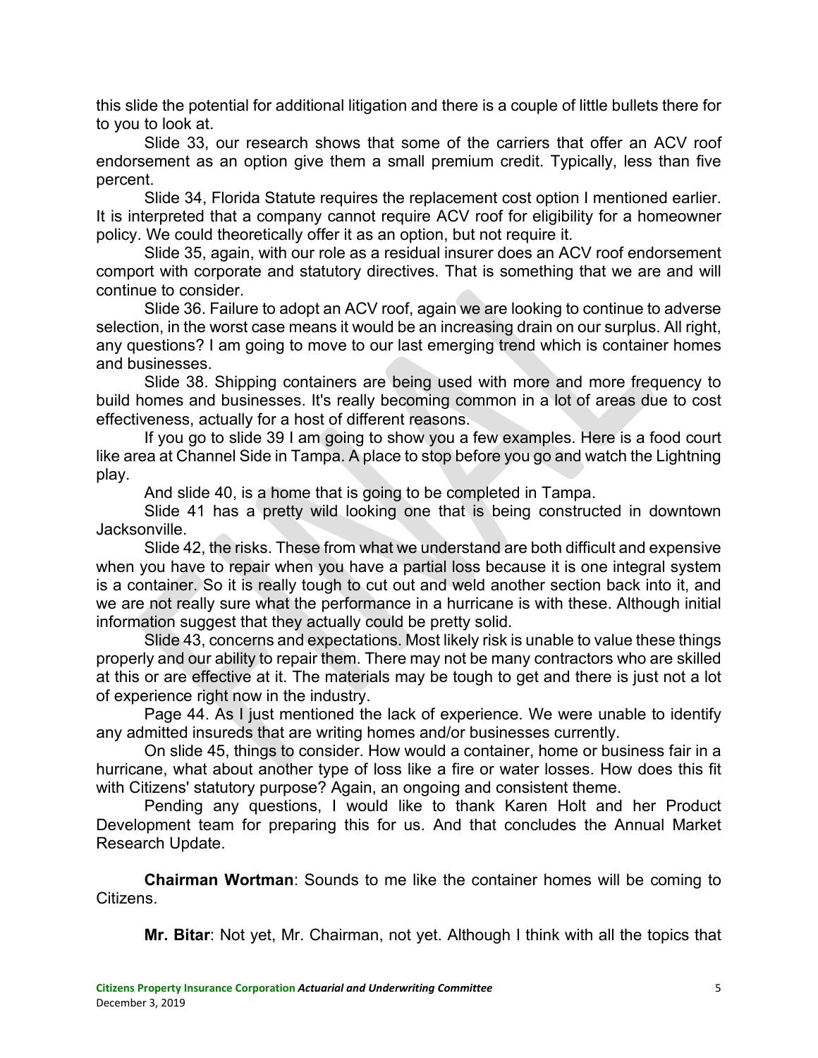this slide the potential for additional litigation and there is a couple of little bullets there for to you to look at.

Slide 33, our research shows that some of the carriers that offer an ACV roof endorsement as an option give them a small premium credit. Typically, less than five percent.

Slide 34, Florida Statute requires the replacement cost option I mentioned earlier. It is interpreted that a company cannot require ACV roof for eligibility for a homeowner policy. We could theoretically offer it as an option, but not require it.

Slide 35, again, with our role as a residual insurer does an ACV roof endorsement comport with corporate and statutory directives. That is something that we are and will continue to consider.

Slide 36. Failure to adopt an ACV roof, again we are looking to continue to adverse selection, in the worst case means it would be an increasing drain on our surplus. All right, any questions? I am going to move to our last emerging trend which is container homes and businesses.

Slide 38. Shipping containers are being used with more and more frequency to build homes and businesses. It's really becoming common in a lot of areas due to cost effectiveness, actually for a host of different reasons.

If you go to slide 39 I am going to show you a few examples. Here is a food court like area at Channel Side in Tampa. A place to stop before you go and watch the Lightning play.

And slide 40, is a home that is going to be completed in Tampa.

Slide 41 has a pretty wild looking one that is being constructed in downtown Jacksonville.

Slide 42, the risks. These from what we understand are both difficult and expensive when you have to repair when you have a partial loss because it is one integral system is a container. So it is really tough to cut out and weld another section back into it, and we are not really sure what the performance in a hurricane is with these. Although initial information suggest that they actually could be pretty solid.

Slide 43, concerns and expectations. Most likely risk is unable to value these things properly and our ability to repair them. There may not be many contractors who are skilled at this or are effective at it. The materials may be tough to get and there is just not a lot of experience right now in the industry.

Page 44. As I just mentioned the lack of experience. We were unable to identify any admitted insureds that are writing homes and/or businesses currently.

On slide 45, things to consider. How would a container, home or business fair in a hurricane, what about another type of loss like a fire or water losses. How does this fit with Citizens' statutory purpose? Again, an ongoing and consistent theme.

Pending any questions, I would like to thank Karen Holt and her Product Development team for preparing this for us. And that concludes the Annual Market Research Update.

**Chairman Wortman**: Sounds to me like the container homes will be coming to Citizens.

**Mr. Bitar**: Not yet, Mr. Chairman, not yet. Although I think with all the topics that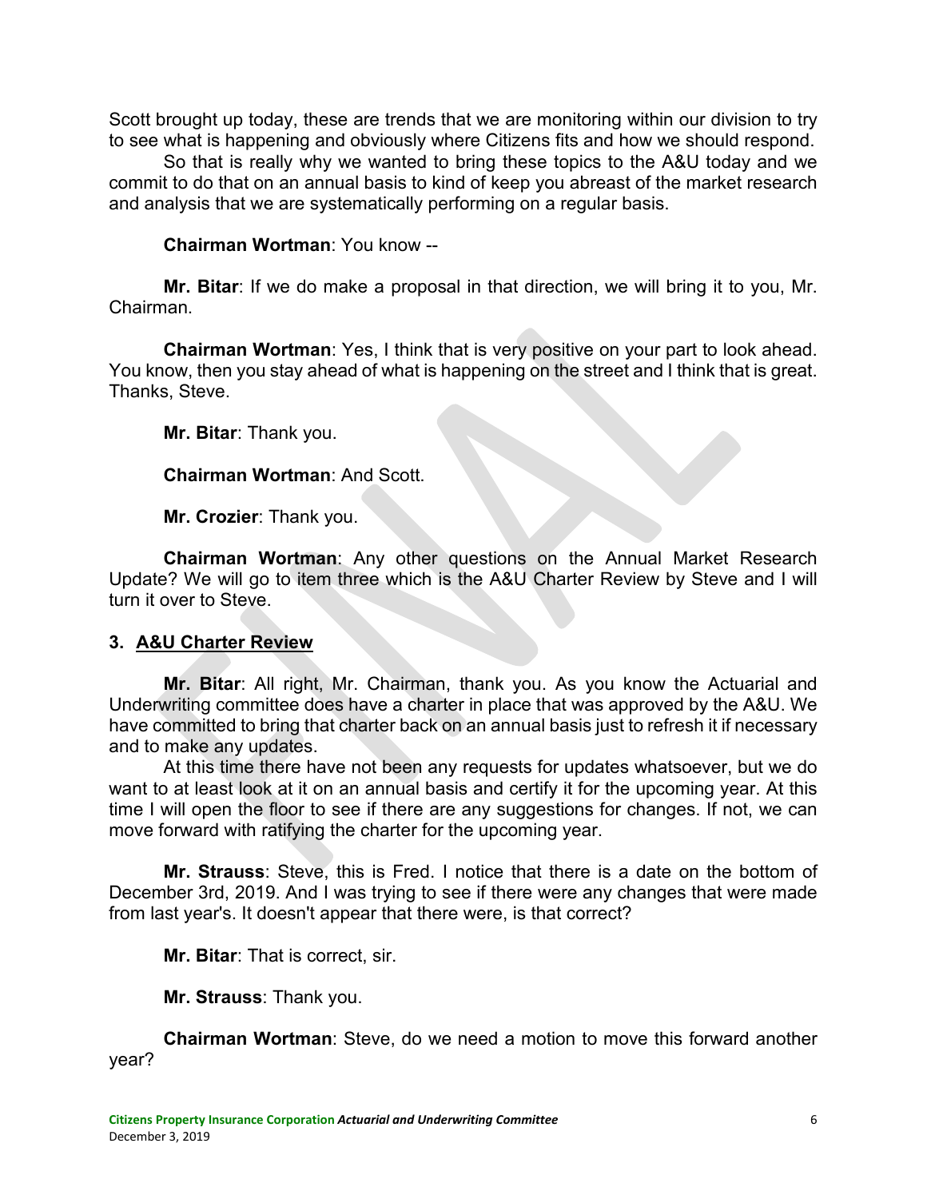Scott brought up today, these are trends that we are monitoring within our division to try to see what is happening and obviously where Citizens fits and how we should respond.

So that is really why we wanted to bring these topics to the A&U today and we commit to do that on an annual basis to kind of keep you abreast of the market research and analysis that we are systematically performing on a regular basis.

**Chairman Wortman**: You know --

**Mr. Bitar**: If we do make a proposal in that direction, we will bring it to you, Mr. Chairman.

**Chairman Wortman**: Yes, I think that is very positive on your part to look ahead. You know, then you stay ahead of what is happening on the street and I think that is great. Thanks, Steve.

**Mr. Bitar**: Thank you.

**Chairman Wortman**: And Scott.

**Mr. Crozier**: Thank you.

**Chairman Wortman**: Any other questions on the Annual Market Research Update? We will go to item three which is the A&U Charter Review by Steve and I will turn it over to Steve.

### 3. A&U Charter Review

**Mr. Bitar**: All right, Mr. Chairman, thank you. As you know the Actuarial and Underwriting committee does have a charter in place that was approved by the A&U. We have committed to bring that charter back on an annual basis just to refresh it if necessary and to make any updates.

At this time there have not been any requests for updates whatsoever, but we do want to at least look at it on an annual basis and certify it for the upcoming year. At this time I will open the floor to see if there are any suggestions for changes. If not, we can move forward with ratifying the charter for the upcoming year.

**Mr. Strauss**: Steve, this is Fred. I notice that there is a date on the bottom of December 3rd, 2019. And I was trying to see if there were any changes that were made from last year's. It doesn't appear that there were, is that correct?

**Mr. Bitar**: That is correct, sir.

**Mr. Strauss**: Thank you.

**Chairman Wortman**: Steve, do we need a motion to move this forward another year?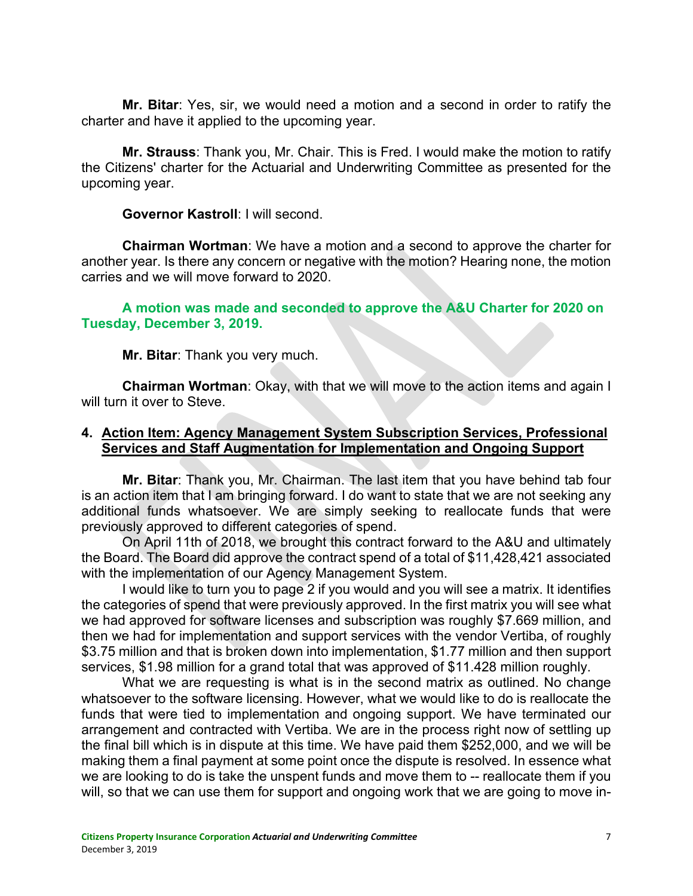**Mr. Bitar**: Yes, sir, we would need a motion and a second in order to ratify the charter and have it applied to the upcoming year.

**Mr. Strauss**: Thank you, Mr. Chair. This is Fred. I would make the motion to ratify the Citizens' charter for the Actuarial and Underwriting Committee as presented for the upcoming year.

**Governor Kastroll**: I will second.

**Chairman Wortman**: We have a motion and a second to approve the charter for another year. Is there any concern or negative with the motion? Hearing none, the motion carries and we will move forward to 2020.

**A motion was made and seconded to approve the A&U Charter for 2020 on Tuesday, December 3, 2019.**

**Mr. Bitar**: Thank you very much.

**Chairman Wortman**: Okay, with that we will move to the action items and again I will turn it over to Steve.

## 4. Action Item: Agency Management System Subscription Services, Professional Services and Staff Augmentation for Implementation and Ongoing Support

**Mr. Bitar**: Thank you, Mr. Chairman. The last item that you have behind tab four is an action item that I am bringing forward. I do want to state that we are not seeking any additional funds whatsoever. We are simply seeking to reallocate funds that were previously approved to different categories of spend.

On April 11th of 2018, we brought this contract forward to the A&U and ultimately the Board. The Board did approve the contract spend of a total of $11,428,421 associated with the implementation of our Agency Management System.

I would like to turn you to page 2 if you would and you will see a matrix. It identifies the categories of spend that were previously approved. In the first matrix you will see what we had approved for software licenses and subscription was roughly $7.669 million, and then we had for implementation and support services with the vendor Vertiba, of roughly $3.75 million and that is broken down into implementation, $1.77 million and then support services, $1.98 million for a grand total that was approved of $11.428 million roughly.

What we are requesting is what is in the second matrix as outlined. No change whatsoever to the software licensing. However, what we would like to do is reallocate the funds that were tied to implementation and ongoing support. We have terminated our arrangement and contracted with Vertiba. We are in the process right now of settling up the final bill which is in dispute at this time. We have paid them $252,000, and we will be making them a final payment at some point once the dispute is resolved. In essence what we are looking to do is take the unspent funds and move them to -- reallocate them if you will, so that we can use them for support and ongoing work that we are going to move in-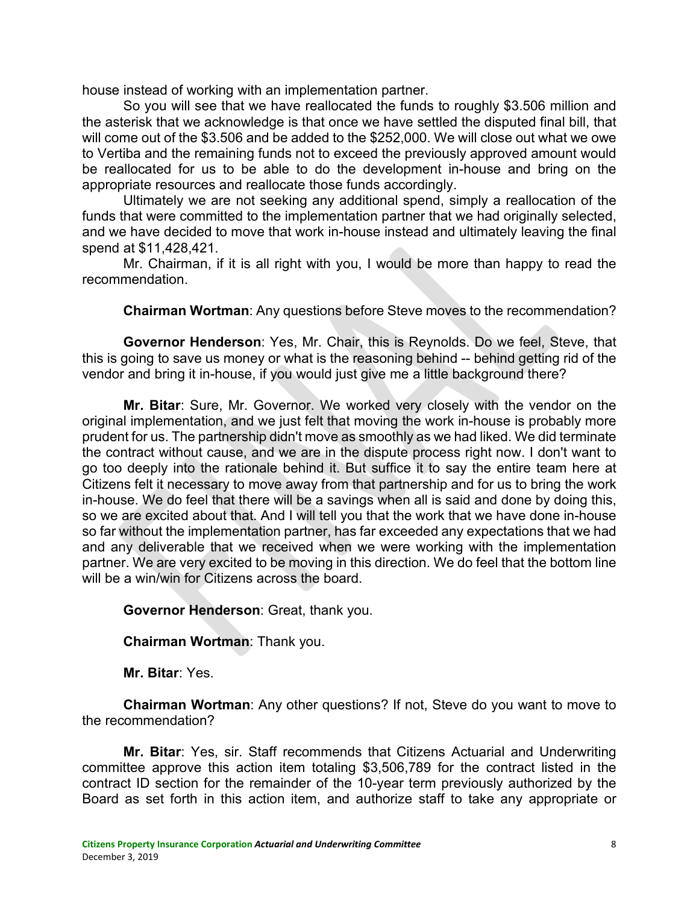house instead of working with an implementation partner.

So you will see that we have reallocated the funds to roughly $3.506 million and the asterisk that we acknowledge is that once we have settled the disputed final bill, that will come out of the $3.506 and be added to the $252,000. We will close out what we owe to Vertiba and the remaining funds not to exceed the previously approved amount would be reallocated for us to be able to do the development in-house and bring on the appropriate resources and reallocate those funds accordingly.

Ultimately we are not seeking any additional spend, simply a reallocation of the funds that were committed to the implementation partner that we had originally selected, and we have decided to move that work in-house instead and ultimately leaving the final spend at $11,428,421.

Mr. Chairman, if it is all right with you, I would be more than happy to read the recommendation.

**Chairman Wortman**: Any questions before Steve moves to the recommendation?

**Governor Henderson**: Yes, Mr. Chair, this is Reynolds. Do we feel, Steve, that this is going to save us money or what is the reasoning behind -- behind getting rid of the vendor and bring it in-house, if you would just give me a little background there?

**Mr. Bitar**: Sure, Mr. Governor. We worked very closely with the vendor on the original implementation, and we just felt that moving the work in-house is probably more prudent for us. The partnership didn't move as smoothly as we had liked. We did terminate the contract without cause, and we are in the dispute process right now. I don't want to go too deeply into the rationale behind it. But suffice it to say the entire team here at Citizens felt it necessary to move away from that partnership and for us to bring the work in-house. We do feel that there will be a savings when all is said and done by doing this, so we are excited about that. And I will tell you that the work that we have done in-house so far without the implementation partner, has far exceeded any expectations that we had and any deliverable that we received when we were working with the implementation partner. We are very excited to be moving in this direction. We do feel that the bottom line will be a win/win for Citizens across the board.

**Governor Henderson**: Great, thank you.

**Chairman Wortman**: Thank you.

**Mr. Bitar**: Yes.

**Chairman Wortman**: Any other questions? If not, Steve do you want to move to the recommendation?

**Mr. Bitar**: Yes, sir. Staff recommends that Citizens Actuarial and Underwriting committee approve this action item totaling $3,506,789 for the contract listed in the contract ID section for the remainder of the 10-year term previously authorized by the Board as set forth in this action item, and authorize staff to take any appropriate or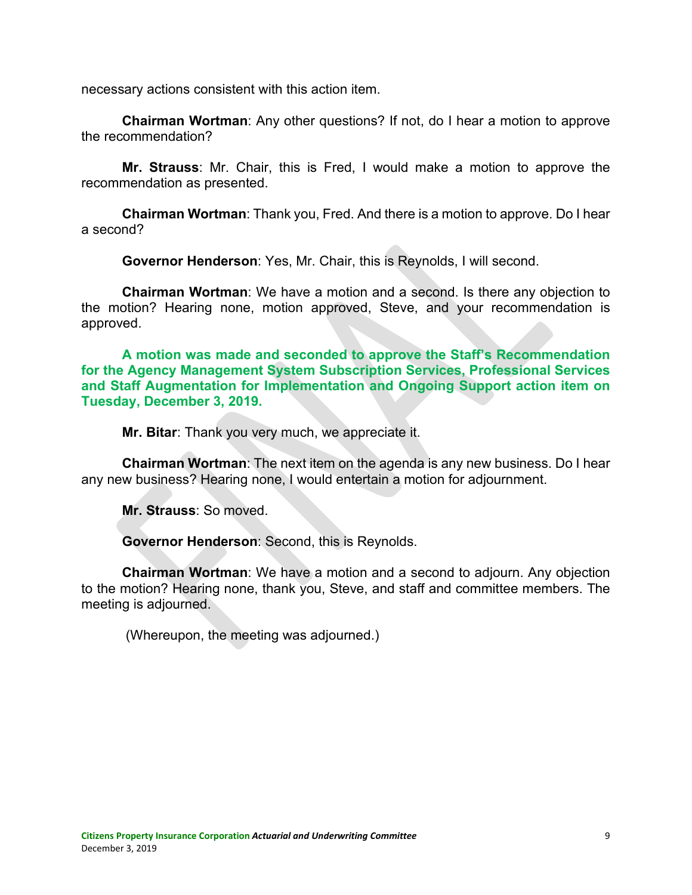necessary actions consistent with this action item.

**Chairman Wortman**: Any other questions? If not, do I hear a motion to approve the recommendation?

**Mr. Strauss**: Mr. Chair, this is Fred, I would make a motion to approve the recommendation as presented.

**Chairman Wortman**: Thank you, Fred. And there is a motion to approve. Do I hear a second?

**Governor Henderson**: Yes, Mr. Chair, this is Reynolds, I will second.

**Chairman Wortman**: We have a motion and a second. Is there any objection to the motion? Hearing none, motion approved, Steve, and your recommendation is approved.

**A motion was made and seconded to approve the Staff's Recommendation for the Agency Management System Subscription Services, Professional Services and Staff Augmentation for Implementation and Ongoing Support action item on Tuesday, December 3, 2019.**

**Mr. Bitar**: Thank you very much, we appreciate it.

**Chairman Wortman**: The next item on the agenda is any new business. Do I hear any new business? Hearing none, I would entertain a motion for adjournment.

**Mr. Strauss**: So moved.

**Governor Henderson**: Second, this is Reynolds.

**Chairman Wortman**: We have a motion and a second to adjourn. Any objection to the motion? Hearing none, thank you, Steve, and staff and committee members. The meeting is adjourned.

(Whereupon, the meeting was adjourned.)